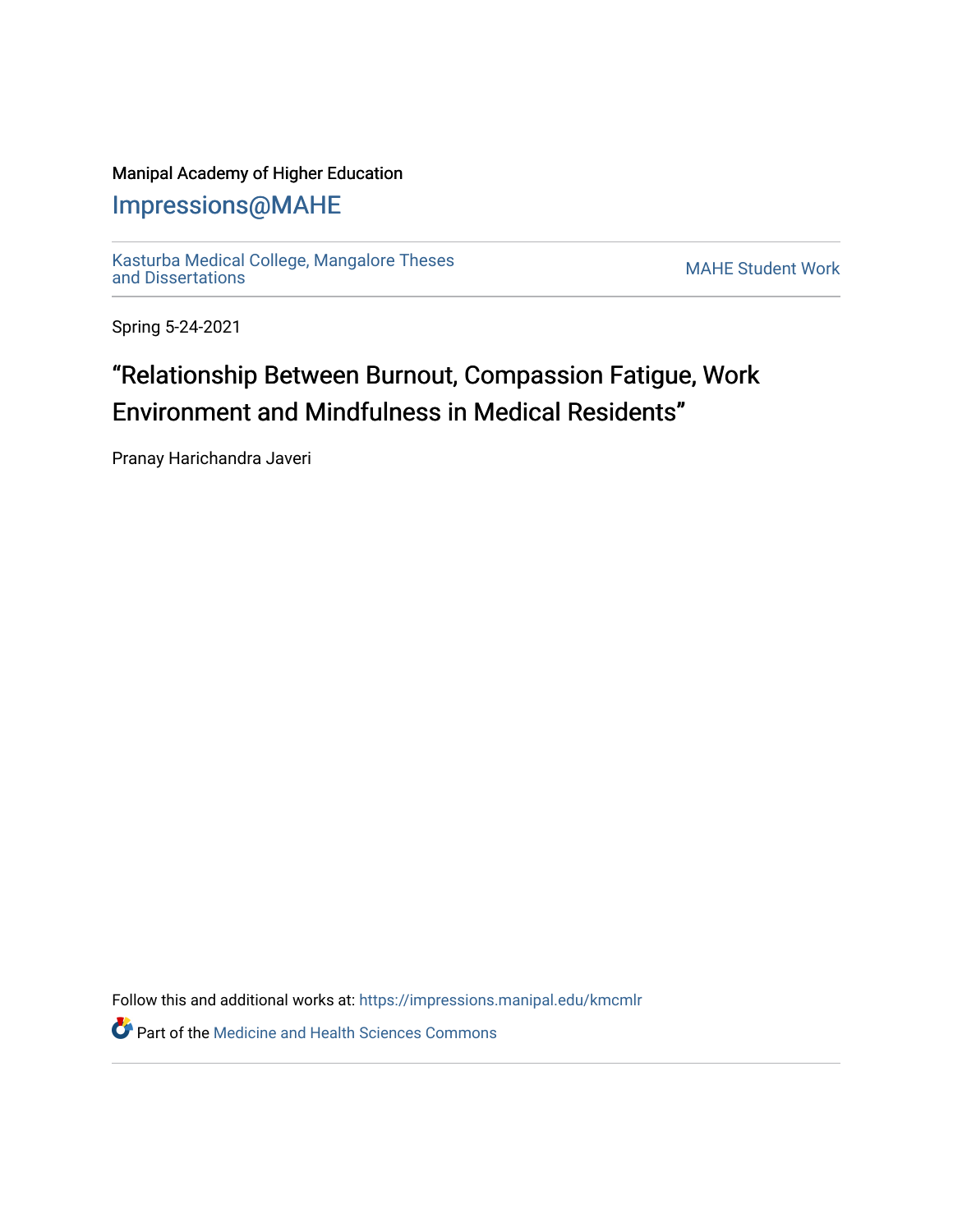Manipal Academy of Higher Education

# Impressions@MAHE

Kasturba Medical College, Mangalore Theses and Dissertations

MAHE Student Work

Spring 5-24-2021

## “Relationship Between Burnout, Compassion Fatigue, Work Environment and Mindfulness in Medical Residents”

Pranay Harichandra Javeri

Follow this and additional works at: https://impressions.manipal.edu/kmcmlr

Part of the Medicine and Health Sciences Commons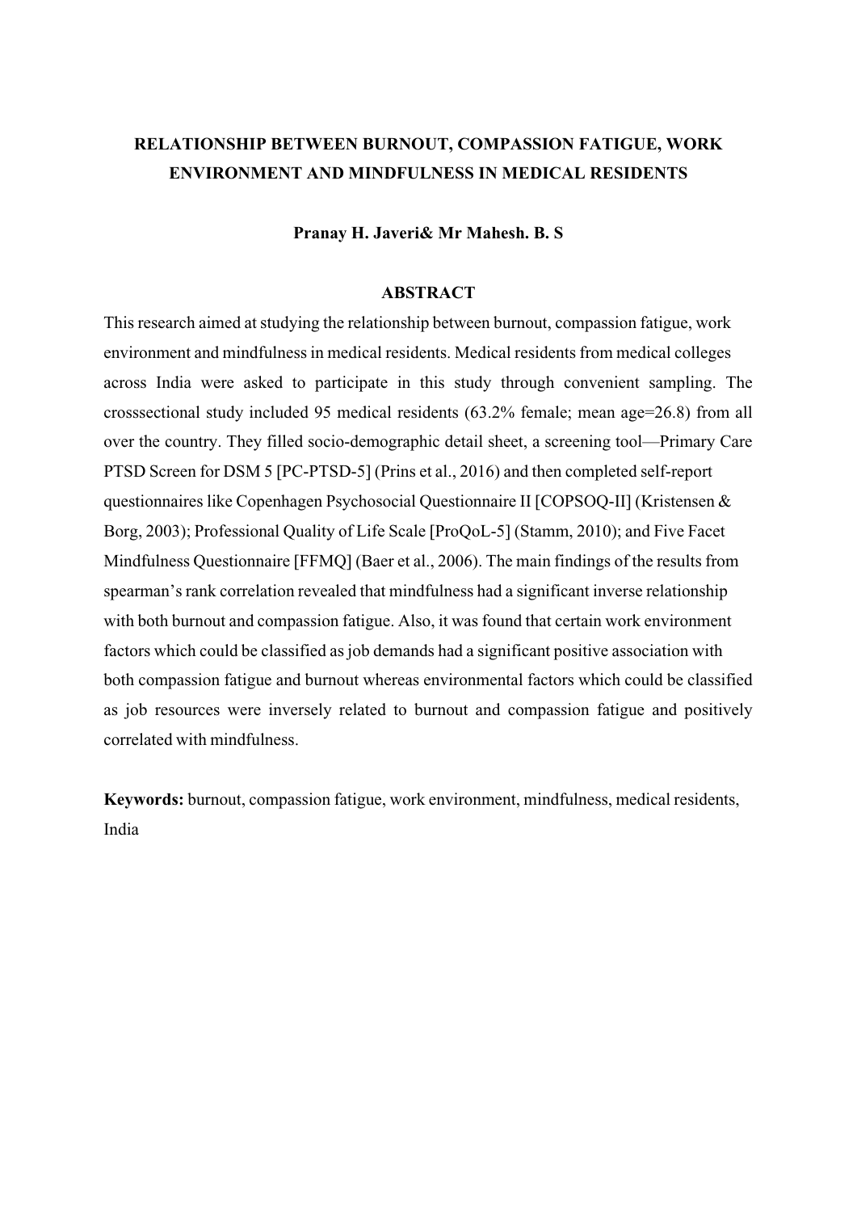# RELATIONSHIP BETWEEN BURNOUT, COMPASSION FATIGUE, WORK ENVIRONMENT AND MINDFULNESS IN MEDICAL RESIDENTS

**Pranay H. Javeri& Mr Mahesh. B. S**

## ABSTRACT

This research aimed at studying the relationship between burnout, compassion fatigue, work environment and mindfulness in medical residents. Medical residents from medical colleges across India were asked to participate in this study through convenient sampling. The crosssectional study included 95 medical residents (63.2% female; mean age=26.8) from all over the country. They filled socio-demographic detail sheet, a screening tool—Primary Care PTSD Screen for DSM 5 [PC-PTSD-5] (Prins et al., 2016) and then completed self-report questionnaires like Copenhagen Psychosocial Questionnaire II [COPSOQ-II] (Kristensen & Borg, 2003); Professional Quality of Life Scale [ProQoL-5] (Stamm, 2010); and Five Facet Mindfulness Questionnaire [FFMQ] (Baer et al., 2006). The main findings of the results from spearman's rank correlation revealed that mindfulness had a significant inverse relationship with both burnout and compassion fatigue. Also, it was found that certain work environment factors which could be classified as job demands had a significant positive association with both compassion fatigue and burnout whereas environmental factors which could be classified as job resources were inversely related to burnout and compassion fatigue and positively correlated with mindfulness.

**Keywords:** burnout, compassion fatigue, work environment, mindfulness, medical residents, India